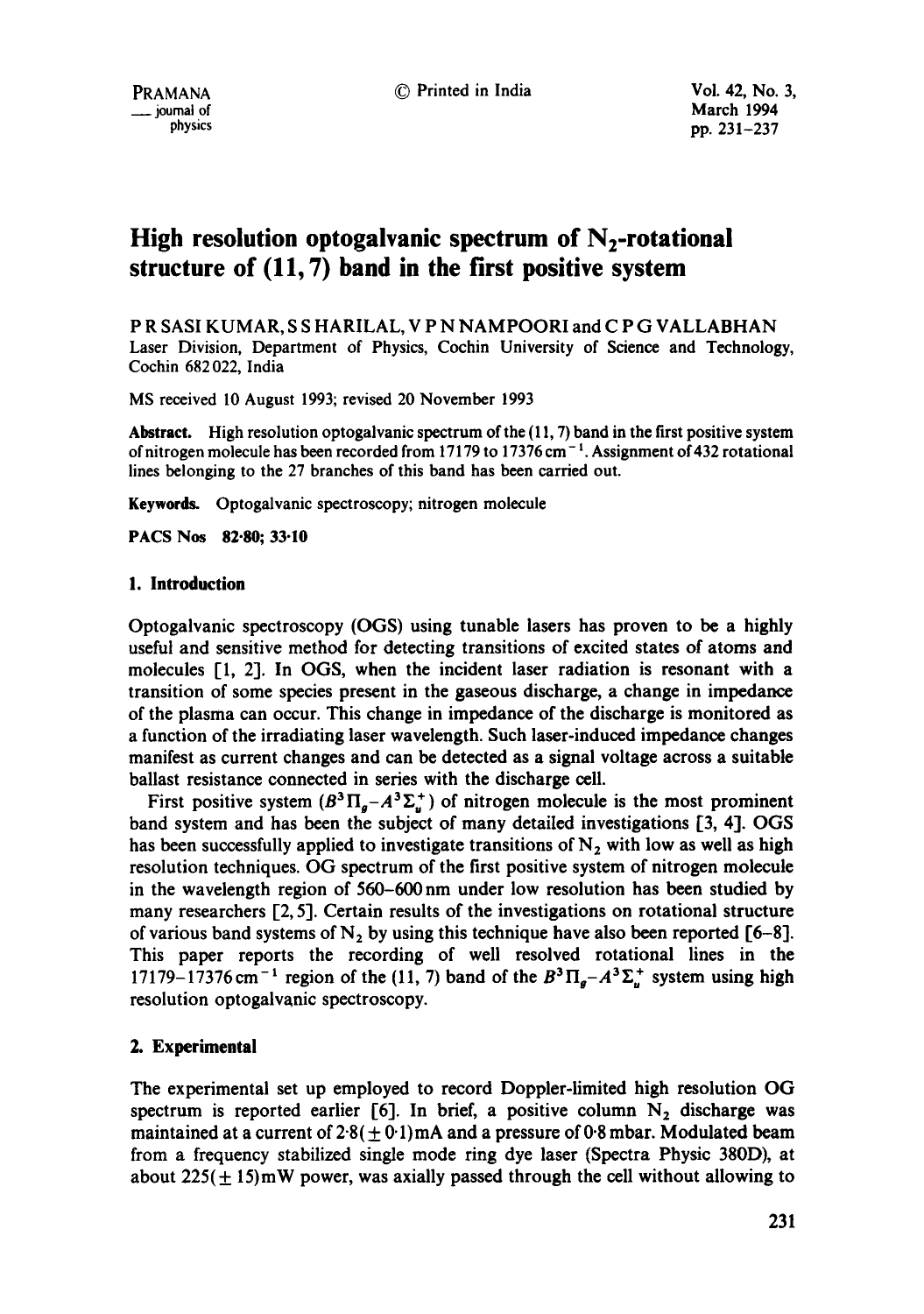# High resolution optogalvanic spectrum of $N_2$-rotational structure of (11, 7) band in the first positive system

P R SASI KUMAR, S S HARILAL, V P N NAMPOORI and C P G VALLABHAN

Laser Division, Department of Physics, Cochin University of Science and Technology, Cochin 682 022, India

MS received 10 August 1993; revised 20 November 1993

**Abstract.** High resolution optogalvanic spectrum of the (11, 7) band in the first positive system of nitrogen molecule has been recorded from 17179 to 17376 $cm^{-1}$. Assignment of 432 rotational lines belonging to the 27 branches of this band has been carried out.

**Keywords.** Optogalvanic spectroscopy; nitrogen molecule

**PACS Nos** 82·80; 33·10

## 1. Introduction

Optogalvanic spectroscopy (OGS) using tunable lasers has proven to be a highly useful and sensitive method for detecting transitions of excited states of atoms and molecules [1, 2]. In OGS, when the incident laser radiation is resonant with a transition of some species present in the gaseous discharge, a change in impedance of the plasma can occur. This change in impedance of the discharge is monitored as a function of the irradiating laser wavelength. Such laser-induced impedance changes manifest as current changes and can be detected as a signal voltage across a suitable ballast resistance connected in series with the discharge cell.

First positive system ($B^3\Pi_g$–$A^3\Sigma_u^+$) of nitrogen molecule is the most prominent band system and has been the subject of many detailed investigations [3, 4]. OGS has been successfully applied to investigate transitions of $N_2$ with low as well as high resolution techniques. OG spectrum of the first positive system of nitrogen molecule in the wavelength region of 560–600 nm under low resolution has been studied by many researchers [2, 5]. Certain results of the investigations on rotational structure of various band systems of $N_2$ by using this technique have also been reported [6–8]. This paper reports the recording of well resolved rotational lines in the 17179–17376 $cm^{-1}$ region of the (11, 7) band of the $B^3\Pi_g$–$A^3\Sigma_u^+$ system using high resolution optogalvanic spectroscopy.

## 2. Experimental

The experimental set up employed to record Doppler-limited high resolution OG spectrum is reported earlier [6]. In brief, a positive column $N_2$ discharge was maintained at a current of 2·8($\pm$ 0·1) mA and a pressure of 0·8 mbar. Modulated beam from a frequency stabilized single mode ring dye laser (Spectra Physic 380D), at about 225($\pm$ 15) mW power, was axially passed through the cell without allowing to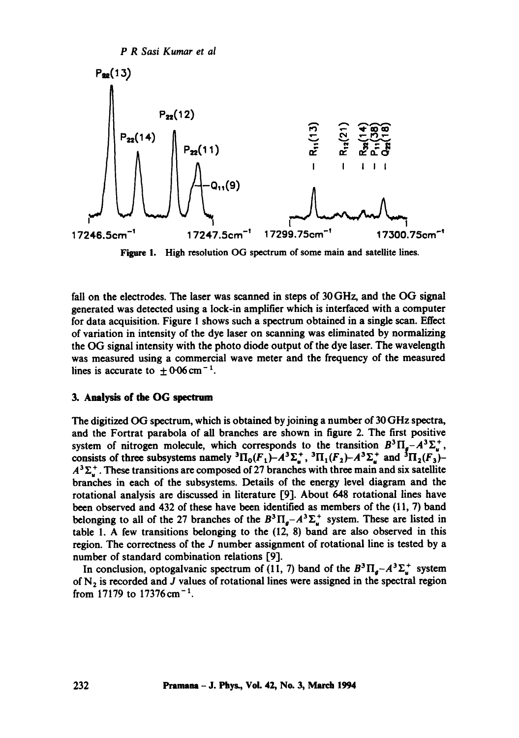Figure 1. High resolution OG spectrum of some main and satellite lines.

fall on the electrodes. The laser was scanned in steps of 30 GHz, and the OG signal generated was detected using a lock-in amplifier which is interfaced with a computer for data acquisition. Figure 1 shows such a spectrum obtained in a single scan. Effect of variation in intensity of the dye laser on scanning was eliminated by normalizing the OG signal intensity with the photo diode output of the dye laser. The wavelength was measured using a commercial wave meter and the frequency of the measured lines is accurate to $\pm 0.06\,\mathrm{cm}^{-1}$.

## 3. Analysis of the OG spectrum

The digitized OG spectrum, which is obtained by joining a number of 30 GHz spectra, and the Fortrat parabola of all branches are shown in figure 2. The first positive system of nitrogen molecule, which corresponds to the transition $B^3\Pi_g - A^3\Sigma_u^+$, consists of three subsystems namely $^3\Pi_0(F_1)-A^3\Sigma_u^+$, $^3\Pi_1(F_2)-A^3\Sigma_u^+$ and $^3\Pi_2(F_3)-A^3\Sigma_u^+$. These transitions are composed of 27 branches with three main and six satellite branches in each of the subsystems. Details of the energy level diagram and the rotational analysis are discussed in literature [9]. About 648 rotational lines have been observed and 432 of these have been identified as members of the (11, 7) band belonging to all of the 27 branches of the $B^3\Pi_g - A^3\Sigma_u^+$ system. These are listed in table 1. A few transitions belonging to the (12, 8) band are also observed in this region. The correctness of the $J$ number assignment of rotational line is tested by a number of standard combination relations [9].

In conclusion, optogalvanic spectrum of (11, 7) band of the $B^3\Pi_g - A^3\Sigma_u^+$ system of $N_2$ is recorded and $J$ values of rotational lines were assigned in the spectral region from 17179 to $17376\,\mathrm{cm}^{-1}$.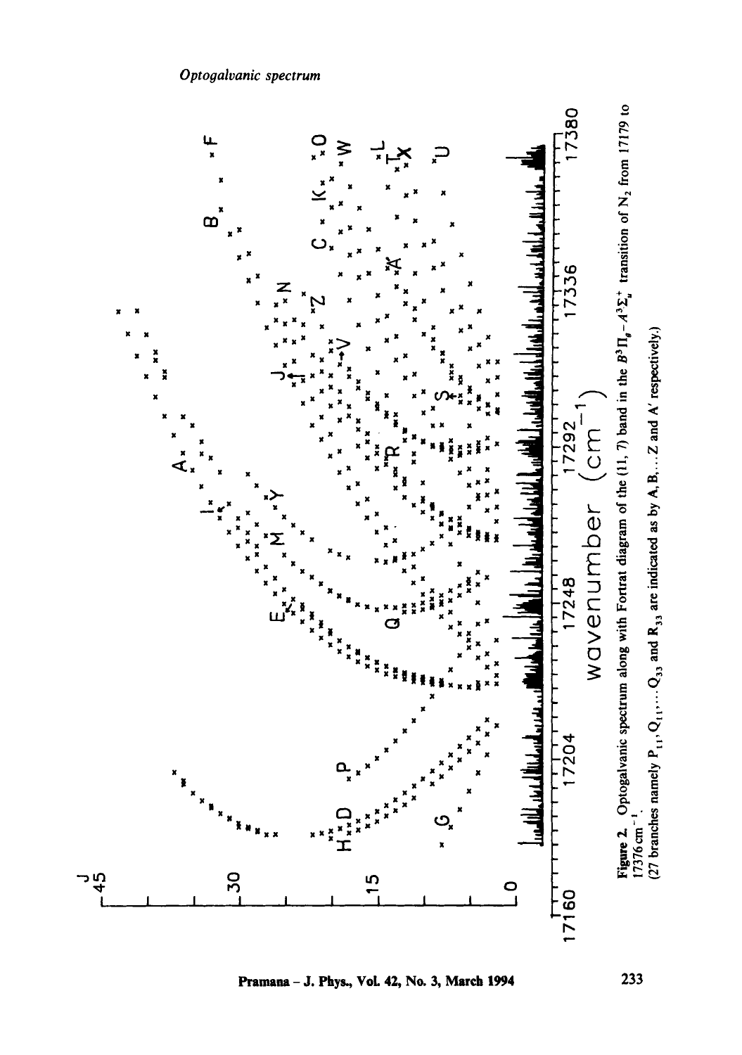**Figure 2.** Optogalvanic spectrum along with Fortrat diagram of the (11, 7) band in the $B^3\Pi_g - A^3\Sigma_u^+$ transition of $N_2$ from 17179 to 17376 cm$^{-1}$.
(27 branches namely $P_{11}, Q_{11}, \ldots Q_{33}$ and $R_{33}$ are indicated as by A, B, ... Z and A' respectively.)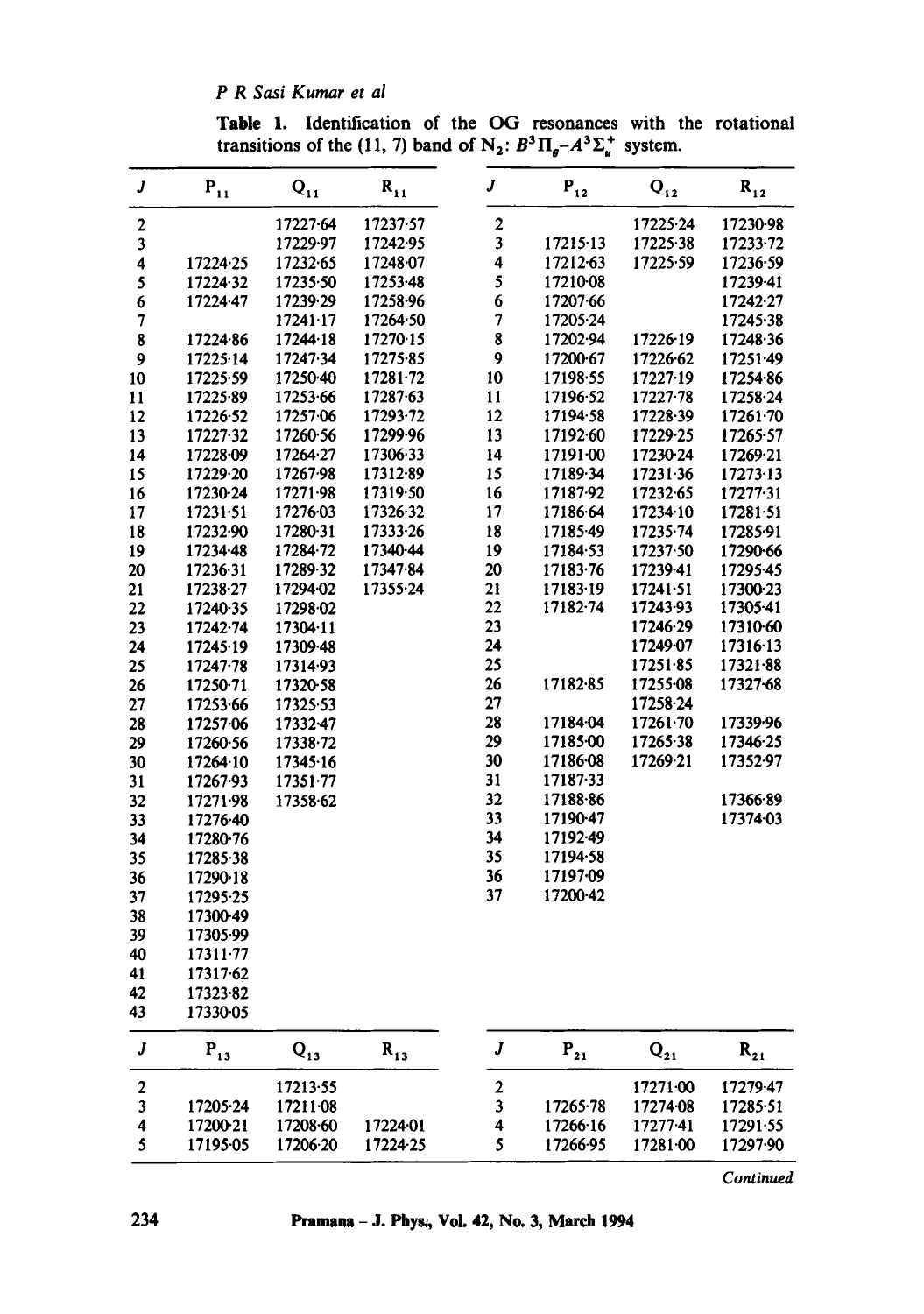**Table 1.** Identification of the OG resonances with the rotational transitions of the (11, 7) band of $N_2$: $B^3\Pi_g - A^3\Sigma_u^+$ system.

| $J$ | $P_{11}$ | $Q_{11}$ | $R_{11}$ | $J$ | $P_{12}$ | $Q_{12}$ | $R_{12}$ |
|---|---|---|---|---|---|---|---|
| 2 | | 17227·64 | 17237·57 | 2 | | 17225·24 | 17230·98 |
| 3 | | 17229·97 | 17242·95 | 3 | 17215·13 | 17225·38 | 17233·72 |
| 4 | 17224·25 | 17232·65 | 17248·07 | 4 | 17212·63 | 17225·59 | 17236·59 |
| 5 | 17224·32 | 17235·50 | 17253·48 | 5 | 17210·08 | | 17239·41 |
| 6 | 17224·47 | 17239·29 | 17258·96 | 6 | 17207·66 | | 17242·27 |
| 7 | | 17241·17 | 17264·50 | 7 | 17205·24 | | 17245·38 |
| 8 | 17224·86 | 17244·18 | 17270·15 | 8 | 17202·94 | 17226·19 | 17248·36 |
| 9 | 17225·14 | 17247·34 | 17275·85 | 9 | 17200·67 | 17226·62 | 17251·49 |
| 10 | 17225·59 | 17250·40 | 17281·72 | 10 | 17198·55 | 17227·19 | 17254·86 |
| 11 | 17225·89 | 17253·66 | 17287·63 | 11 | 17196·52 | 17227·78 | 17258·24 |
| 12 | 17226·52 | 17257·06 | 17293·72 | 12 | 17194·58 | 17228·39 | 17261·70 |
| 13 | 17227·32 | 17260·56 | 17299·96 | 13 | 17192·60 | 17229·25 | 17265·57 |
| 14 | 17228·09 | 17264·27 | 17306·33 | 14 | 17191·00 | 17230·24 | 17269·21 |
| 15 | 17229·20 | 17267·98 | 17312·89 | 15 | 17189·34 | 17231·36 | 17273·13 |
| 16 | 17230·24 | 17271·98 | 17319·50 | 16 | 17187·92 | 17232·65 | 17277·31 |
| 17 | 17231·51 | 17276·03 | 17326·32 | 17 | 17186·64 | 17234·10 | 17281·51 |
| 18 | 17232·90 | 17280·31 | 17333·26 | 18 | 17185·49 | 17235·74 | 17285·91 |
| 19 | 17234·48 | 17284·72 | 17340·44 | 19 | 17184·53 | 17237·50 | 17290·66 |
| 20 | 17236·31 | 17289·32 | 17347·84 | 20 | 17183·76 | 17239·41 | 17295·45 |
| 21 | 17238·27 | 17294·02 | 17355·24 | 21 | 17183·19 | 17241·51 | 17300·23 |
| 22 | 17240·35 | 17298·02 | | 22 | 17182·74 | 17243·93 | 17305·41 |
| 23 | 17242·74 | 17304·11 | | 23 | | 17246·29 | 17310·60 |
| 24 | 17245·19 | 17309·48 | | 24 | | 17249·07 | 17316·13 |
| 25 | 17247·78 | 17314·93 | | 25 | | 17251·85 | 17321·88 |
| 26 | 17250·71 | 17320·58 | | 26 | 17182·85 | 17255·08 | 17327·68 |
| 27 | 17253·66 | 17325·53 | | 27 | | 17258·24 | |
| 28 | 17257·06 | 17332·47 | | 28 | 17184·04 | 17261·70 | 17339·96 |
| 29 | 17260·56 | 17338·72 | | 29 | 17185·00 | 17265·38 | 17346·25 |
| 30 | 17264·10 | 17345·16 | | 30 | 17186·08 | 17269·21 | 17352·97 |
| 31 | 17267·93 | 17351·77 | | 31 | 17187·33 | | |
| 32 | 17271·98 | 17358·62 | | 32 | 17188·86 | | 17366·89 |
| 33 | 17276·40 | | | 33 | 17190·47 | | 17374·03 |
| 34 | 17280·76 | | | 34 | 17192·49 | | |
| 35 | 17285·38 | | | 35 | 17194·58 | | |
| 36 | 17290·18 | | | 36 | 17197·09 | | |
| 37 | 17295·25 | | | 37 | 17200·42 | | |
| 38 | 17300·49 | | | | | | |
| 39 | 17305·99 | | | | | | |
| 40 | 17311·77 | | | | | | |
| 41 | 17317·62 | | | | | | |
| 42 | 17323·82 | | | | | | |
| 43 | 17330·05 | | | | | | |

| $J$ | $P_{13}$ | $Q_{13}$ | $R_{13}$ | $J$ | $P_{21}$ | $Q_{21}$ | $R_{21}$ |
|---|---|---|---|---|---|---|---|
| 2 | | 17213·55 | | 2 | | 17271·00 | 17279·47 |
| 3 | 17205·24 | 17211·08 | | 3 | 17265·78 | 17274·08 | 17285·51 |
| 4 | 17200·21 | 17208·60 | 17224·01 | 4 | 17266·16 | 17277·41 | 17291·55 |
| 5 | 17195·05 | 17206·20 | 17224·25 | 5 | 17266·95 | 17281·00 | 17297·90 |

*Continued*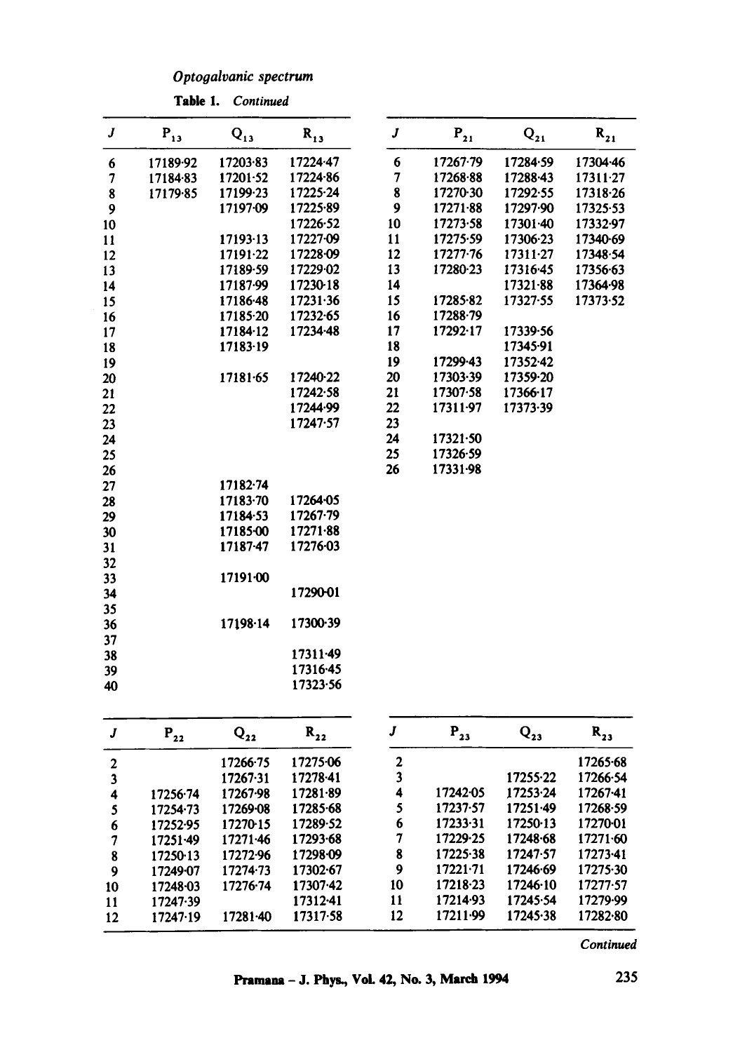*Optogalvanic spectrum*

**Table 1.** *Continued*

| $J$ | $P_{13}$ | $Q_{13}$ | $R_{13}$ |
|---|---|---|---|
| 6 | 17189·92 | 17203·83 | 17224·47 |
| 7 | 17184·83 | 17201·52 | 17224·86 |
| 8 | 17179·85 | 17199·23 | 17225·24 |
| 9 | | 17197·09 | 17225·89 |
| 10 | | | 17226·52 |
| 11 | | 17193·13 | 17227·09 |
| 12 | | 17191·22 | 17228·09 |
| 13 | | 17189·59 | 17229·02 |
| 14 | | 17187·99 | 17230·18 |
| 15 | | 17186·48 | 17231·36 |
| 16 | | 17185·20 | 17232·65 |
| 17 | | 17184·12 | 17234·48 |
| 18 | | 17183·19 | |
| 19 | | | |
| 20 | | 17181·65 | 17240·22 |
| 21 | | | 17242·58 |
| 22 | | | 17244·99 |
| 23 | | | 17247·57 |
| 24 | | | |
| 25 | | | |
| 26 | | | |
| 27 | | 17182·74 | |
| 28 | | 17183·70 | 17264·05 |
| 29 | | 17184·53 | 17267·79 |
| 30 | | 17185·00 | 17271·88 |
| 31 | | 17187·47 | 17276·03 |
| 32 | | | |
| 33 | | 17191·00 | |
| 34 | | | 17290·01 |
| 35 | | | |
| 36 | | 17198·14 | 17300·39 |
| 37 | | | |
| 38 | | | 17311·49 |
| 39 | | | 17316·45 |
| 40 | | | 17323·56 |

| $J$ | $P_{21}$ | $Q_{21}$ | $R_{21}$ |
|---|---|---|---|
| 6 | 17267·79 | 17284·59 | 17304·46 |
| 7 | 17268·88 | 17288·43 | 17311·27 |
| 8 | 17270·30 | 17292·55 | 17318·26 |
| 9 | 17271·88 | 17297·90 | 17325·53 |
| 10 | 17273·58 | 17301·40 | 17332·97 |
| 11 | 17275·59 | 17306·23 | 17340·69 |
| 12 | 17277·76 | 17311·27 | 17348·54 |
| 13 | 17280·23 | 17316·45 | 17356·63 |
| 14 | | 17321·88 | 17364·98 |
| 15 | 17285·82 | 17327·55 | 17373·52 |
| 16 | 17288·79 | | |
| 17 | 17292·17 | 17339·56 | |
| 18 | | 17345·91 | |
| 19 | 17299·43 | 17352·42 | |
| 20 | 17303·39 | 17359·20 | |
| 21 | 17307·58 | 17366·17 | |
| 22 | 17311·97 | 17373·39 | |
| 23 | | | |
| 24 | 17321·50 | | |
| 25 | 17326·59 | | |
| 26 | 17331·98 | | |

| $J$ | $P_{22}$ | $Q_{22}$ | $R_{22}$ |
|---|---|---|---|
| 2 | | 17266·75 | 17275·06 |
| 3 | | 17267·31 | 17278·41 |
| 4 | 17256·74 | 17267·98 | 17281·89 |
| 5 | 17254·73 | 17269·08 | 17285·68 |
| 6 | 17252·95 | 17270·15 | 17289·52 |
| 7 | 17251·49 | 17271·46 | 17293·68 |
| 8 | 17250·13 | 17272·96 | 17298·09 |
| 9 | 17249·07 | 17274·73 | 17302·67 |
| 10 | 17248·03 | 17276·74 | 17307·42 |
| 11 | 17247·39 | | 17312·41 |
| 12 | 17247·19 | 17281·40 | 17317·58 |

| $J$ | $P_{23}$ | $Q_{23}$ | $R_{23}$ |
|---|---|---|---|
| 2 | | | 17265·68 |
| 3 | | 17255·22 | 17266·54 |
| 4 | 17242·05 | 17253·24 | 17267·41 |
| 5 | 17237·57 | 17251·49 | 17268·59 |
| 6 | 17233·31 | 17250·13 | 17270·01 |
| 7 | 17229·25 | 17248·68 | 17271·60 |
| 8 | 17225·38 | 17247·57 | 17273·41 |
| 9 | 17221·71 | 17246·69 | 17275·30 |
| 10 | 17218·23 | 17246·10 | 17277·57 |
| 11 | 17214·93 | 17245·54 | 17279·99 |
| 12 | 17211·99 | 17245·38 | 17282·80 |

*Continued*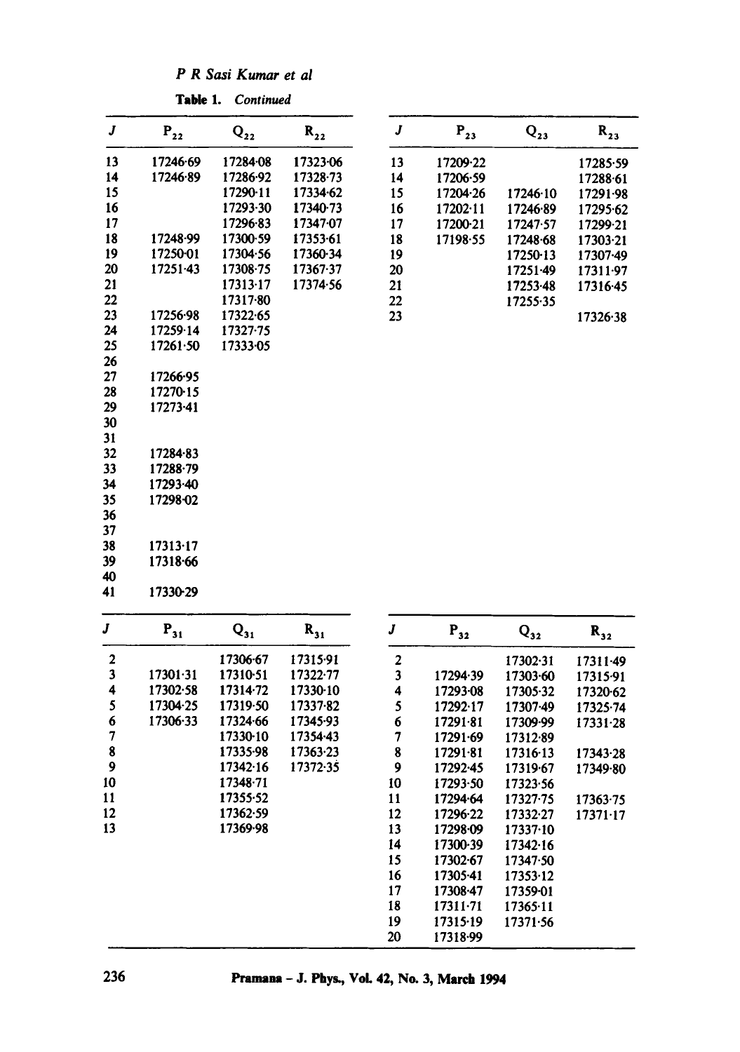**Table 1.** *Continued*

| $J$ | $P_{22}$ | $Q_{22}$ | $R_{22}$ |
|---|---|---|---|
| 13 | 17246·69 | 17284·08 | 17323·06 |
| 14 | 17246·89 | 17286·92 | 17328·73 |
| 15 | | 17290·11 | 17334·62 |
| 16 | | 17293·30 | 17340·73 |
| 17 | | 17296·83 | 17347·07 |
| 18 | 17248·99 | 17300·59 | 17353·61 |
| 19 | 17250·01 | 17304·56 | 17360·34 |
| 20 | 17251·43 | 17308·75 | 17367·37 |
| 21 | | 17313·17 | 17374·56 |
| 22 | | 17317·80 | |
| 23 | 17256·98 | 17322·65 | |
| 24 | 17259·14 | 17327·75 | |
| 25 | 17261·50 | 17333·05 | |
| 26 | | | |
| 27 | 17266·95 | | |
| 28 | 17270·15 | | |
| 29 | 17273·41 | | |
| 30 | | | |
| 31 | | | |
| 32 | 17284·83 | | |
| 33 | 17288·79 | | |
| 34 | 17293·40 | | |
| 35 | 17298·02 | | |
| 36 | | | |
| 37 | | | |
| 38 | 17313·17 | | |
| 39 | 17318·66 | | |
| 40 | | | |
| 41 | 17330·29 | | |

| $J$ | $P_{23}$ | $Q_{23}$ | $R_{23}$ |
|---|---|---|---|
| 13 | 17209·22 | | 17285·59 |
| 14 | 17206·59 | | 17288·61 |
| 15 | 17204·26 | 17246·10 | 17291·98 |
| 16 | 17202·11 | 17246·89 | 17295·62 |
| 17 | 17200·21 | 17247·57 | 17299·21 |
| 18 | 17198·55 | 17248·68 | 17303·21 |
| 19 | | 17250·13 | 17307·49 |
| 20 | | 17251·49 | 17311·97 |
| 21 | | 17253·48 | 17316·45 |
| 22 | | 17255·35 | |
| 23 | | | 17326·38 |

| $J$ | $P_{31}$ | $Q_{31}$ | $R_{31}$ |
|---|---|---|---|
| 2 | | 17306·67 | 17315·91 |
| 3 | 17301·31 | 17310·51 | 17322·77 |
| 4 | 17302·58 | 17314·72 | 17330·10 |
| 5 | 17304·25 | 17319·50 | 17337·82 |
| 6 | 17306·33 | 17324·66 | 17345·93 |
| 7 | | 17330·10 | 17354·43 |
| 8 | | 17335·98 | 17363·23 |
| 9 | | 17342·16 | 17372·35 |
| 10 | | 17348·71 | |
| 11 | | 17355·52 | |
| 12 | | 17362·59 | |
| 13 | | 17369·98 | |

| $J$ | $P_{32}$ | $Q_{32}$ | $R_{32}$ |
|---|---|---|---|
| 2 | | 17302·31 | 17311·49 |
| 3 | 17294·39 | 17303·60 | 17315·91 |
| 4 | 17293·08 | 17305·32 | 17320·62 |
| 5 | 17292·17 | 17307·49 | 17325·74 |
| 6 | 17291·81 | 17309·99 | 17331·28 |
| 7 | 17291·69 | 17312·89 | |
| 8 | 17291·81 | 17316·13 | 17343·28 |
| 9 | 17292·45 | 17319·67 | 17349·80 |
| 10 | 17293·50 | 17323·56 | |
| 11 | 17294·64 | 17327·75 | 17363·75 |
| 12 | 17296·22 | 17332·27 | 17371·17 |
| 13 | 17298·09 | 17337·10 | |
| 14 | 17300·39 | 17342·16 | |
| 15 | 17302·67 | 17347·50 | |
| 16 | 17305·41 | 17353·12 | |
| 17 | 17308·47 | 17359·01 | |
| 18 | 17311·71 | 17365·11 | |
| 19 | 17315·19 | 17371·56 | |
| 20 | 17318·99 | | |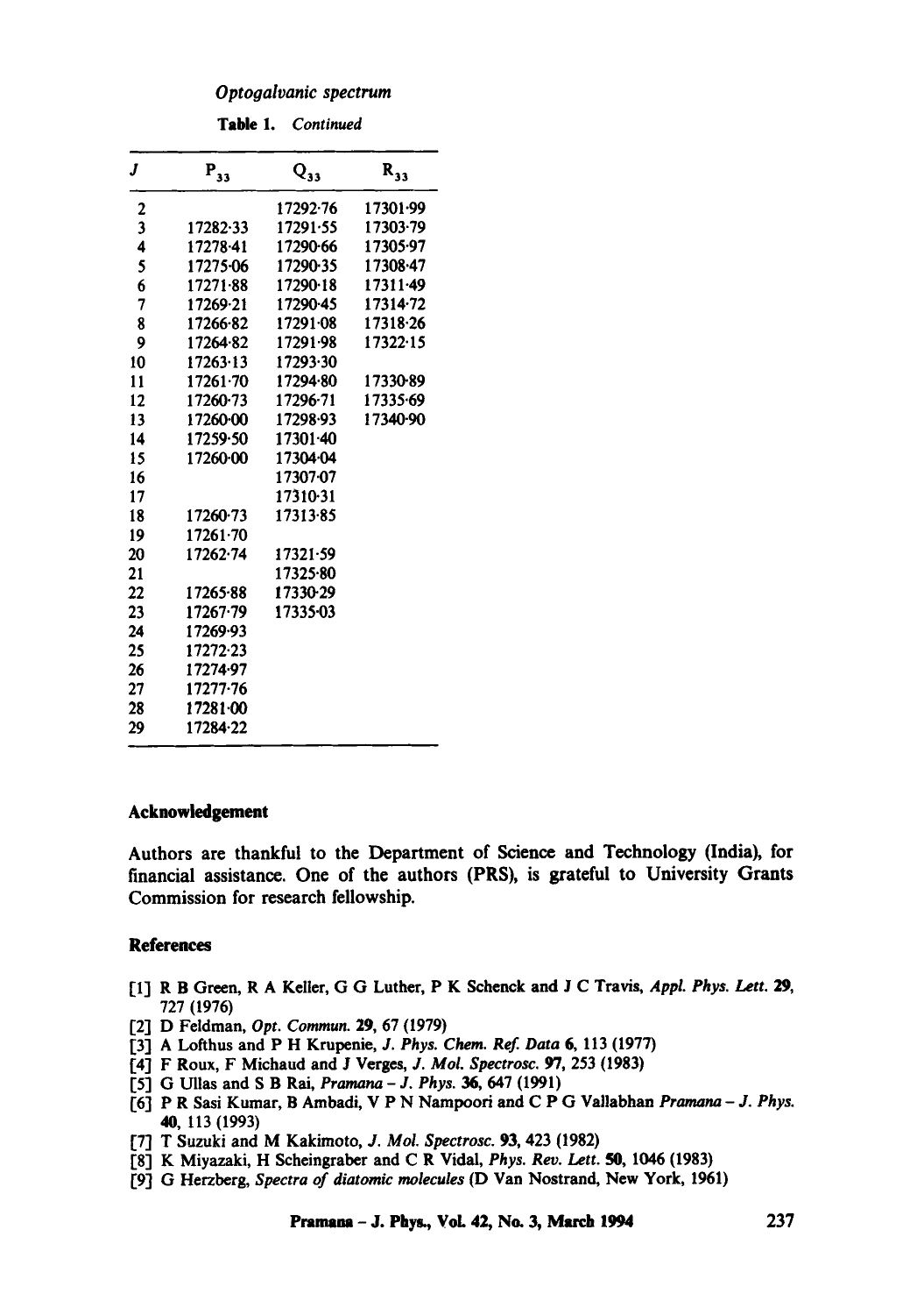*Optogalvanic spectrum*

**Table 1.** *Continued*

| $J$ | $P_{33}$ | $Q_{33}$ | $R_{33}$ |
|---|---|---|---|
| 2 | | 17292·76 | 17301·99 |
| 3 | 17282·33 | 17291·55 | 17303·79 |
| 4 | 17278·41 | 17290·66 | 17305·97 |
| 5 | 17275·06 | 17290·35 | 17308·47 |
| 6 | 17271·88 | 17290·18 | 17311·49 |
| 7 | 17269·21 | 17290·45 | 17314·72 |
| 8 | 17266·82 | 17291·08 | 17318·26 |
| 9 | 17264·82 | 17291·98 | 17322·15 |
| 10 | 17263·13 | 17293·30 | |
| 11 | 17261·70 | 17294·80 | 17330·89 |
| 12 | 17260·73 | 17296·71 | 17335·69 |
| 13 | 17260·00 | 17298·93 | 17340·90 |
| 14 | 17259·50 | 17301·40 | |
| 15 | 17260·00 | 17304·04 | |
| 16 | | 17307·07 | |
| 17 | | 17310·31 | |
| 18 | 17260·73 | 17313·85 | |
| 19 | 17261·70 | | |
| 20 | 17262·74 | 17321·59 | |
| 21 | | 17325·80 | |
| 22 | 17265·88 | 17330·29 | |
| 23 | 17267·79 | 17335·03 | |
| 24 | 17269·93 | | |
| 25 | 17272·23 | | |
| 26 | 17274·97 | | |
| 27 | 17277·76 | | |
| 28 | 17281·00 | | |
| 29 | 17284·22 | | |

## Acknowledgement

Authors are thankful to the Department of Science and Technology (India), for financial assistance. One of the authors (PRS), is grateful to University Grants Commission for research fellowship.

## References

[1] R B Green, R A Keller, G G Luther, P K Schenck and J C Travis, *Appl. Phys. Lett.* **29**, 727 (1976)

[2] D Feldman, *Opt. Commun.* **29**, 67 (1979)

[3] A Lofthus and P H Krupenie, *J. Phys. Chem. Ref. Data* **6**, 113 (1977)

[4] F Roux, F Michaud and J Verges, *J. Mol. Spectrosc.* **97**, 253 (1983)

[5] G Ullas and S B Rai, *Pramana – J. Phys.* **36**, 647 (1991)

[6] P R Sasi Kumar, B Ambadi, V P N Nampoori and C P G Vallabhan *Pramana – J. Phys.* **40**, 113 (1993)

[7] T Suzuki and M Kakimoto, *J. Mol. Spectrosc.* **93**, 423 (1982)

[8] K Miyazaki, H Scheingraber and C R Vidal, *Phys. Rev. Lett.* **50**, 1046 (1983)

[9] G Herzberg, *Spectra of diatomic molecules* (D Van Nostrand, New York, 1961)